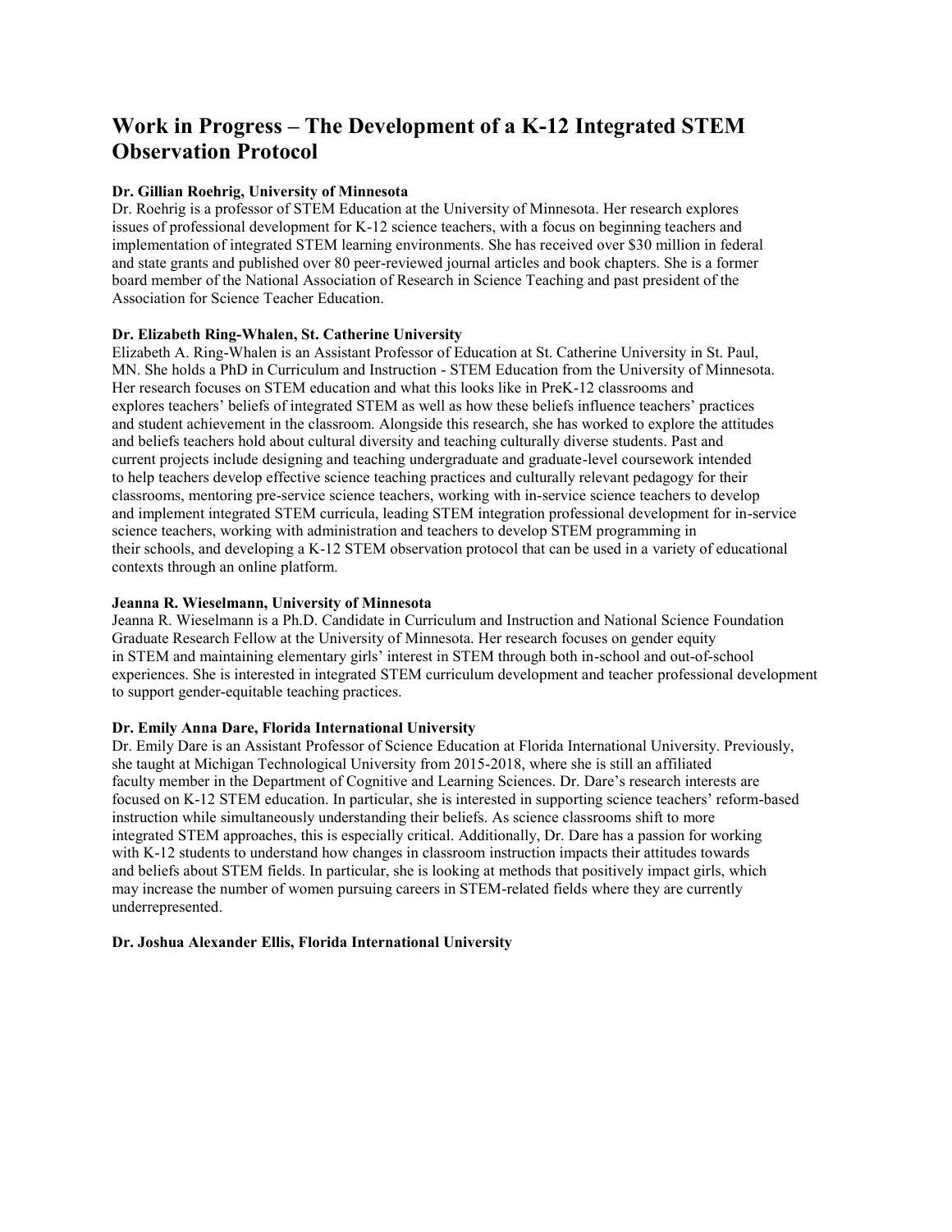# Work in Progress – The Development of a K-12 Integrated STEM Observation Protocol

**Dr. Gillian Roehrig, University of Minnesota**

Dr. Roehrig is a professor of STEM Education at the University of Minnesota. Her research explores issues of professional development for K-12 science teachers, with a focus on beginning teachers and implementation of integrated STEM learning environments. She has received over $30 million in federal and state grants and published over 80 peer-reviewed journal articles and book chapters. She is a former board member of the National Association of Research in Science Teaching and past president of the Association for Science Teacher Education.

**Dr. Elizabeth Ring-Whalen, St. Catherine University**

Elizabeth A. Ring-Whalen is an Assistant Professor of Education at St. Catherine University in St. Paul, MN. She holds a PhD in Curriculum and Instruction - STEM Education from the University of Minnesota. Her research focuses on STEM education and what this looks like in PreK-12 classrooms and explores teachers' beliefs of integrated STEM as well as how these beliefs influence teachers' practices and student achievement in the classroom. Alongside this research, she has worked to explore the attitudes and beliefs teachers hold about cultural diversity and teaching culturally diverse students. Past and current projects include designing and teaching undergraduate and graduate-level coursework intended to help teachers develop effective science teaching practices and culturally relevant pedagogy for their classrooms, mentoring pre-service science teachers, working with in-service science teachers to develop and implement integrated STEM curricula, leading STEM integration professional development for in-service science teachers, working with administration and teachers to develop STEM programming in their schools, and developing a K-12 STEM observation protocol that can be used in a variety of educational contexts through an online platform.

**Jeanna R. Wieselmann, University of Minnesota**

Jeanna R. Wieselmann is a Ph.D. Candidate in Curriculum and Instruction and National Science Foundation Graduate Research Fellow at the University of Minnesota. Her research focuses on gender equity in STEM and maintaining elementary girls' interest in STEM through both in-school and out-of-school experiences. She is interested in integrated STEM curriculum development and teacher professional development to support gender-equitable teaching practices.

**Dr. Emily Anna Dare, Florida International University**

Dr. Emily Dare is an Assistant Professor of Science Education at Florida International University. Previously, she taught at Michigan Technological University from 2015-2018, where she is still an affiliated faculty member in the Department of Cognitive and Learning Sciences. Dr. Dare's research interests are focused on K-12 STEM education. In particular, she is interested in supporting science teachers' reform-based instruction while simultaneously understanding their beliefs. As science classrooms shift to more integrated STEM approaches, this is especially critical. Additionally, Dr. Dare has a passion for working with K-12 students to understand how changes in classroom instruction impacts their attitudes towards and beliefs about STEM fields. In particular, she is looking at methods that positively impact girls, which may increase the number of women pursuing careers in STEM-related fields where they are currently underrepresented.

**Dr. Joshua Alexander Ellis, Florida International University**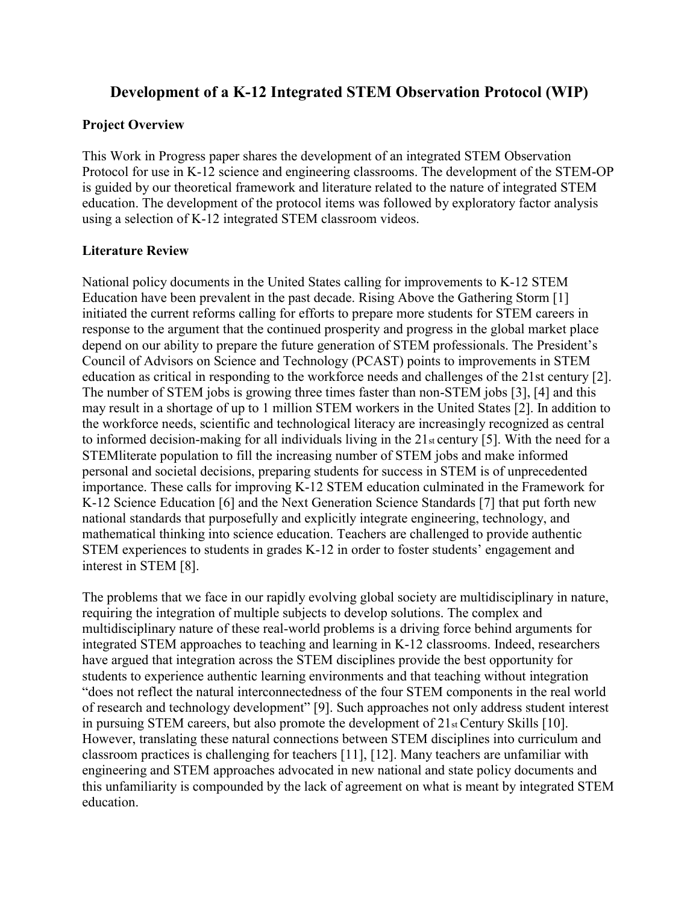# Development of a K-12 Integrated STEM Observation Protocol (WIP)

## Project Overview

This Work in Progress paper shares the development of an integrated STEM Observation Protocol for use in K-12 science and engineering classrooms. The development of the STEM-OP is guided by our theoretical framework and literature related to the nature of integrated STEM education. The development of the protocol items was followed by exploratory factor analysis using a selection of K-12 integrated STEM classroom videos.

## Literature Review

National policy documents in the United States calling for improvements to K-12 STEM Education have been prevalent in the past decade. Rising Above the Gathering Storm [1] initiated the current reforms calling for efforts to prepare more students for STEM careers in response to the argument that the continued prosperity and progress in the global market place depend on our ability to prepare the future generation of STEM professionals. The President's Council of Advisors on Science and Technology (PCAST) points to improvements in STEM education as critical in responding to the workforce needs and challenges of the 21st century [2]. The number of STEM jobs is growing three times faster than non-STEM jobs [3], [4] and this may result in a shortage of up to 1 million STEM workers in the United States [2]. In addition to the workforce needs, scientific and technological literacy are increasingly recognized as central to informed decision-making for all individuals living in the 21st century [5]. With the need for a STEMliterate population to fill the increasing number of STEM jobs and make informed personal and societal decisions, preparing students for success in STEM is of unprecedented importance. These calls for improving K-12 STEM education culminated in the Framework for K-12 Science Education [6] and the Next Generation Science Standards [7] that put forth new national standards that purposefully and explicitly integrate engineering, technology, and mathematical thinking into science education. Teachers are challenged to provide authentic STEM experiences to students in grades K-12 in order to foster students' engagement and interest in STEM [8].

The problems that we face in our rapidly evolving global society are multidisciplinary in nature, requiring the integration of multiple subjects to develop solutions. The complex and multidisciplinary nature of these real-world problems is a driving force behind arguments for integrated STEM approaches to teaching and learning in K-12 classrooms. Indeed, researchers have argued that integration across the STEM disciplines provide the best opportunity for students to experience authentic learning environments and that teaching without integration "does not reflect the natural interconnectedness of the four STEM components in the real world of research and technology development" [9]. Such approaches not only address student interest in pursuing STEM careers, but also promote the development of 21st Century Skills [10]. However, translating these natural connections between STEM disciplines into curriculum and classroom practices is challenging for teachers [11], [12]. Many teachers are unfamiliar with engineering and STEM approaches advocated in new national and state policy documents and this unfamiliarity is compounded by the lack of agreement on what is meant by integrated STEM education.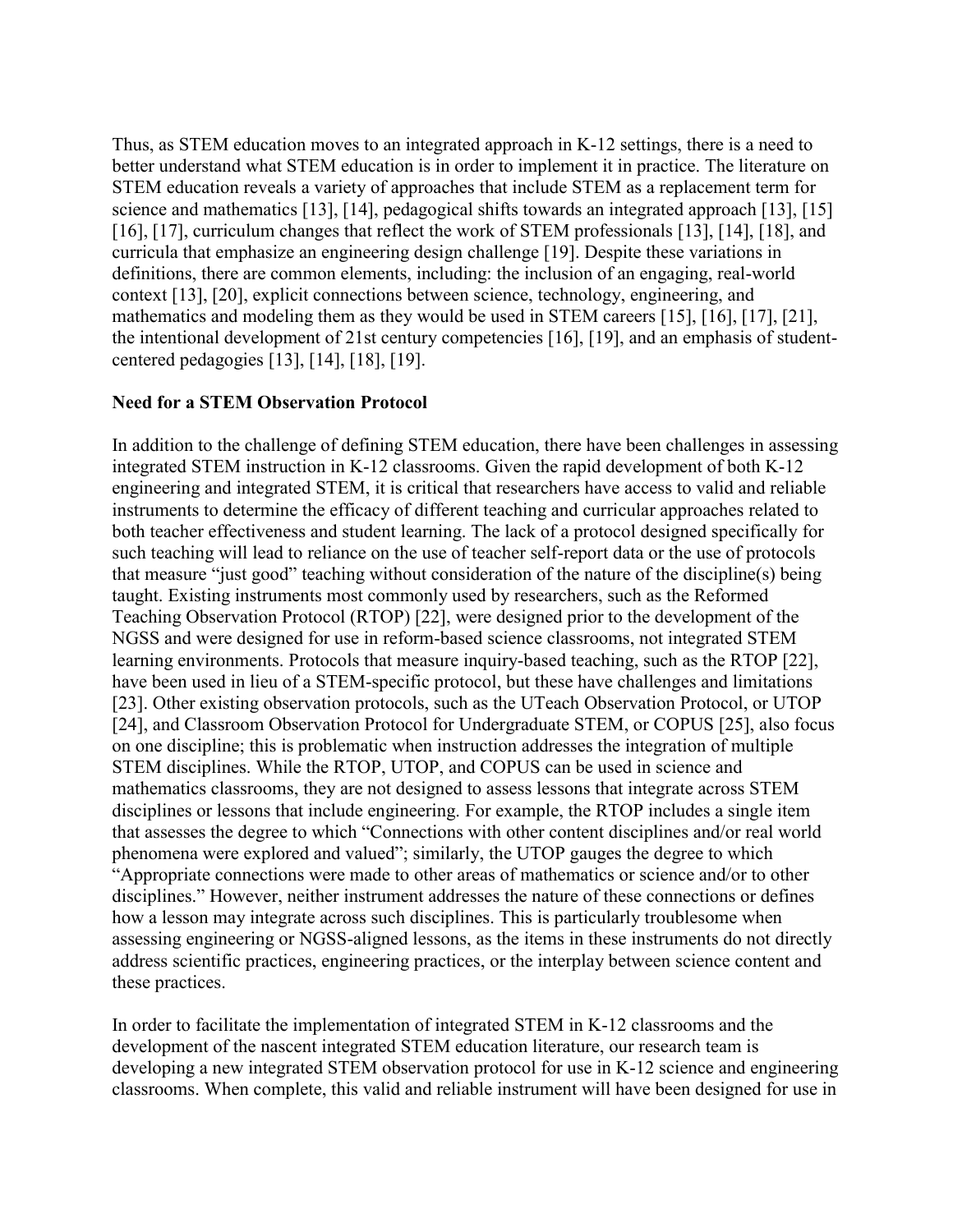Thus, as STEM education moves to an integrated approach in K-12 settings, there is a need to better understand what STEM education is in order to implement it in practice. The literature on STEM education reveals a variety of approaches that include STEM as a replacement term for science and mathematics [13], [14], pedagogical shifts towards an integrated approach [13], [15] [16], [17], curriculum changes that reflect the work of STEM professionals [13], [14], [18], and curricula that emphasize an engineering design challenge [19]. Despite these variations in definitions, there are common elements, including: the inclusion of an engaging, real-world context [13], [20], explicit connections between science, technology, engineering, and mathematics and modeling them as they would be used in STEM careers [15], [16], [17], [21], the intentional development of 21st century competencies [16], [19], and an emphasis of student-centered pedagogies [13], [14], [18], [19].

**Need for a STEM Observation Protocol**

In addition to the challenge of defining STEM education, there have been challenges in assessing integrated STEM instruction in K-12 classrooms. Given the rapid development of both K-12 engineering and integrated STEM, it is critical that researchers have access to valid and reliable instruments to determine the efficacy of different teaching and curricular approaches related to both teacher effectiveness and student learning. The lack of a protocol designed specifically for such teaching will lead to reliance on the use of teacher self-report data or the use of protocols that measure "just good" teaching without consideration of the nature of the discipline(s) being taught. Existing instruments most commonly used by researchers, such as the Reformed Teaching Observation Protocol (RTOP) [22], were designed prior to the development of the NGSS and were designed for use in reform-based science classrooms, not integrated STEM learning environments. Protocols that measure inquiry-based teaching, such as the RTOP [22], have been used in lieu of a STEM-specific protocol, but these have challenges and limitations [23]. Other existing observation protocols, such as the UTeach Observation Protocol, or UTOP [24], and Classroom Observation Protocol for Undergraduate STEM, or COPUS [25], also focus on one discipline; this is problematic when instruction addresses the integration of multiple STEM disciplines. While the RTOP, UTOP, and COPUS can be used in science and mathematics classrooms, they are not designed to assess lessons that integrate across STEM disciplines or lessons that include engineering. For example, the RTOP includes a single item that assesses the degree to which "Connections with other content disciplines and/or real world phenomena were explored and valued"; similarly, the UTOP gauges the degree to which "Appropriate connections were made to other areas of mathematics or science and/or to other disciplines." However, neither instrument addresses the nature of these connections or defines how a lesson may integrate across such disciplines. This is particularly troublesome when assessing engineering or NGSS-aligned lessons, as the items in these instruments do not directly address scientific practices, engineering practices, or the interplay between science content and these practices.

In order to facilitate the implementation of integrated STEM in K-12 classrooms and the development of the nascent integrated STEM education literature, our research team is developing a new integrated STEM observation protocol for use in K-12 science and engineering classrooms. When complete, this valid and reliable instrument will have been designed for use in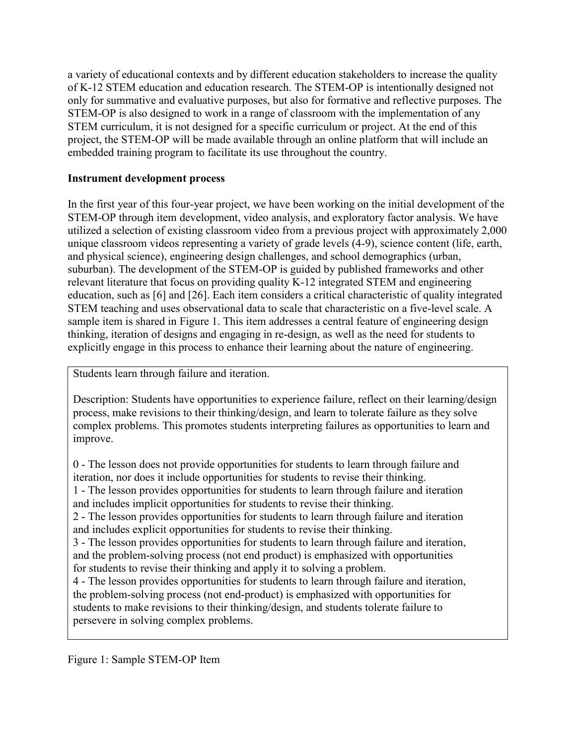a variety of educational contexts and by different education stakeholders to increase the quality of K-12 STEM education and education research. The STEM-OP is intentionally designed not only for summative and evaluative purposes, but also for formative and reflective purposes. The STEM-OP is also designed to work in a range of classroom with the implementation of any STEM curriculum, it is not designed for a specific curriculum or project. At the end of this project, the STEM-OP will be made available through an online platform that will include an embedded training program to facilitate its use throughout the country.

**Instrument development process**

In the first year of this four-year project, we have been working on the initial development of the STEM-OP through item development, video analysis, and exploratory factor analysis. We have utilized a selection of existing classroom video from a previous project with approximately 2,000 unique classroom videos representing a variety of grade levels (4-9), science content (life, earth, and physical science), engineering design challenges, and school demographics (urban, suburban). The development of the STEM-OP is guided by published frameworks and other relevant literature that focus on providing quality K-12 integrated STEM and engineering education, such as [6] and [26]. Each item considers a critical characteristic of quality integrated STEM teaching and uses observational data to scale that characteristic on a five-level scale. A sample item is shared in Figure 1. This item addresses a central feature of engineering design thinking, iteration of designs and engaging in re-design, as well as the need for students to explicitly engage in this process to enhance their learning about the nature of engineering.

> Students learn through failure and iteration.
>
> Description: Students have opportunities to experience failure, reflect on their learning/design process, make revisions to their thinking/design, and learn to tolerate failure as they solve complex problems. This promotes students interpreting failures as opportunities to learn and improve.
>
> 0 - The lesson does not provide opportunities for students to learn through failure and iteration, nor does it include opportunities for students to revise their thinking.
> 1 - The lesson provides opportunities for students to learn through failure and iteration and includes implicit opportunities for students to revise their thinking.
> 2 - The lesson provides opportunities for students to learn through failure and iteration and includes explicit opportunities for students to revise their thinking.
> 3 - The lesson provides opportunities for students to learn through failure and iteration, and the problem-solving process (not end product) is emphasized with opportunities for students to revise their thinking and apply it to solving a problem.
> 4 - The lesson provides opportunities for students to learn through failure and iteration, the problem-solving process (not end-product) is emphasized with opportunities for students to make revisions to their thinking/design, and students tolerate failure to persevere in solving complex problems.

Figure 1: Sample STEM-OP Item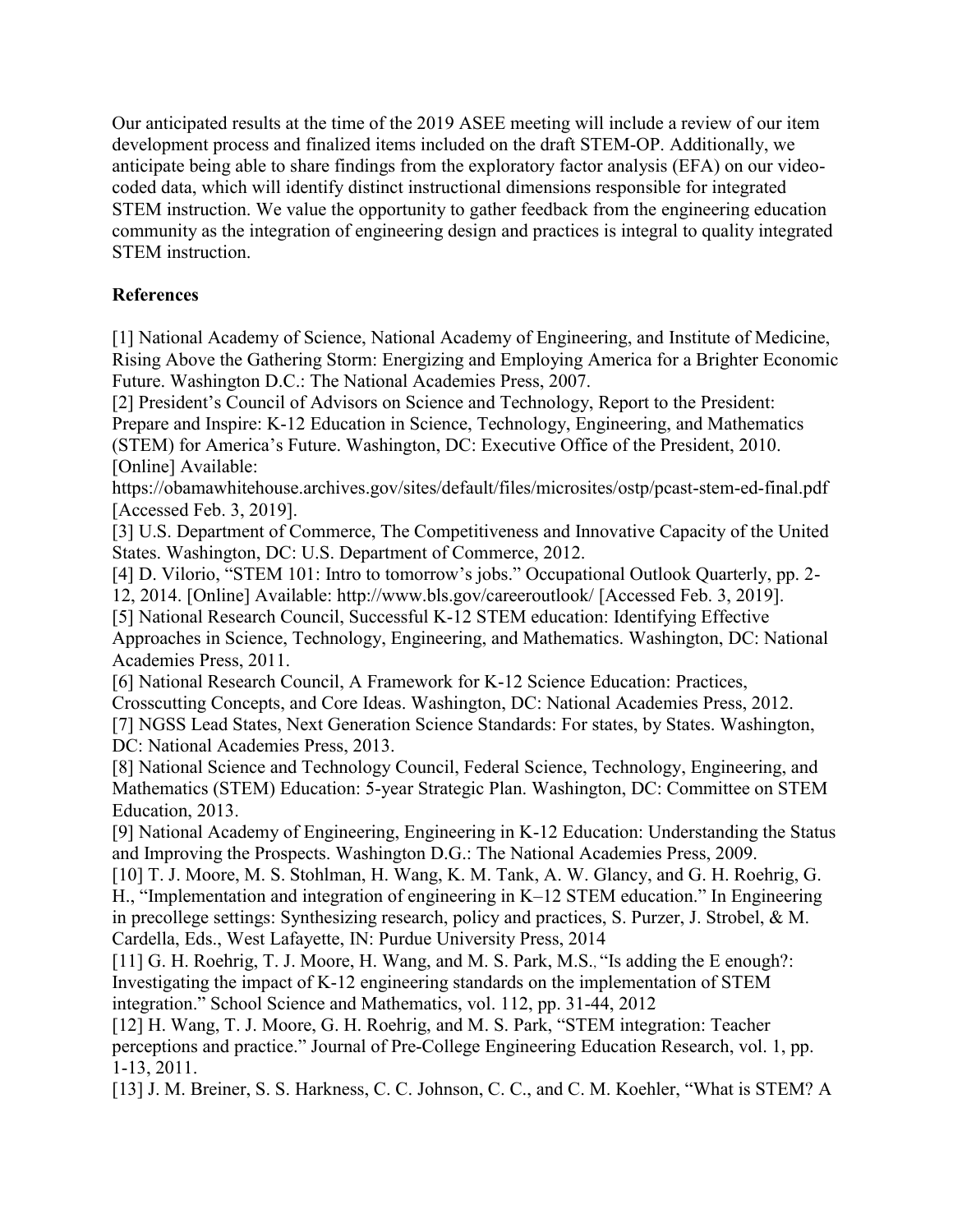Our anticipated results at the time of the 2019 ASEE meeting will include a review of our item development process and finalized items included on the draft STEM-OP. Additionally, we anticipate being able to share findings from the exploratory factor analysis (EFA) on our video-coded data, which will identify distinct instructional dimensions responsible for integrated STEM instruction. We value the opportunity to gather feedback from the engineering education community as the integration of engineering design and practices is integral to quality integrated STEM instruction.

## References

[1] National Academy of Science, National Academy of Engineering, and Institute of Medicine, Rising Above the Gathering Storm: Energizing and Employing America for a Brighter Economic Future. Washington D.C.: The National Academies Press, 2007.

[2] President's Council of Advisors on Science and Technology, Report to the President: Prepare and Inspire: K-12 Education in Science, Technology, Engineering, and Mathematics (STEM) for America's Future. Washington, DC: Executive Office of the President, 2010. [Online] Available: https://obamawhitehouse.archives.gov/sites/default/files/microsites/ostp/pcast-stem-ed-final.pdf [Accessed Feb. 3, 2019].

[3] U.S. Department of Commerce, The Competitiveness and Innovative Capacity of the United States. Washington, DC: U.S. Department of Commerce, 2012.

[4] D. Vilorio, "STEM 101: Intro to tomorrow's jobs." Occupational Outlook Quarterly, pp. 2-12, 2014. [Online] Available: http://www.bls.gov/careeroutlook/ [Accessed Feb. 3, 2019].

[5] National Research Council, Successful K-12 STEM education: Identifying Effective Approaches in Science, Technology, Engineering, and Mathematics. Washington, DC: National Academies Press, 2011.

[6] National Research Council, A Framework for K-12 Science Education: Practices, Crosscutting Concepts, and Core Ideas. Washington, DC: National Academies Press, 2012.

[7] NGSS Lead States, Next Generation Science Standards: For states, by States. Washington, DC: National Academies Press, 2013.

[8] National Science and Technology Council, Federal Science, Technology, Engineering, and Mathematics (STEM) Education: 5-year Strategic Plan. Washington, DC: Committee on STEM Education, 2013.

[9] National Academy of Engineering, Engineering in K-12 Education: Understanding the Status and Improving the Prospects. Washington D.G.: The National Academies Press, 2009.

[10] T. J. Moore, M. S. Stohlman, H. Wang, K. M. Tank, A. W. Glancy, and G. H. Roehrig, G. H., "Implementation and integration of engineering in K–12 STEM education." In Engineering in precollege settings: Synthesizing research, policy and practices, S. Purzer, J. Strobel, & M. Cardella, Eds., West Lafayette, IN: Purdue University Press, 2014

[11] G. H. Roehrig, T. J. Moore, H. Wang, and M. S. Park, M.S., "Is adding the E enough?: Investigating the impact of K-12 engineering standards on the implementation of STEM integration." School Science and Mathematics, vol. 112, pp. 31-44, 2012

[12] H. Wang, T. J. Moore, G. H. Roehrig, and M. S. Park, "STEM integration: Teacher perceptions and practice." Journal of Pre-College Engineering Education Research, vol. 1, pp. 1-13, 2011.

[13] J. M. Breiner, S. S. Harkness, C. C. Johnson, C. C., and C. M. Koehler, "What is STEM? A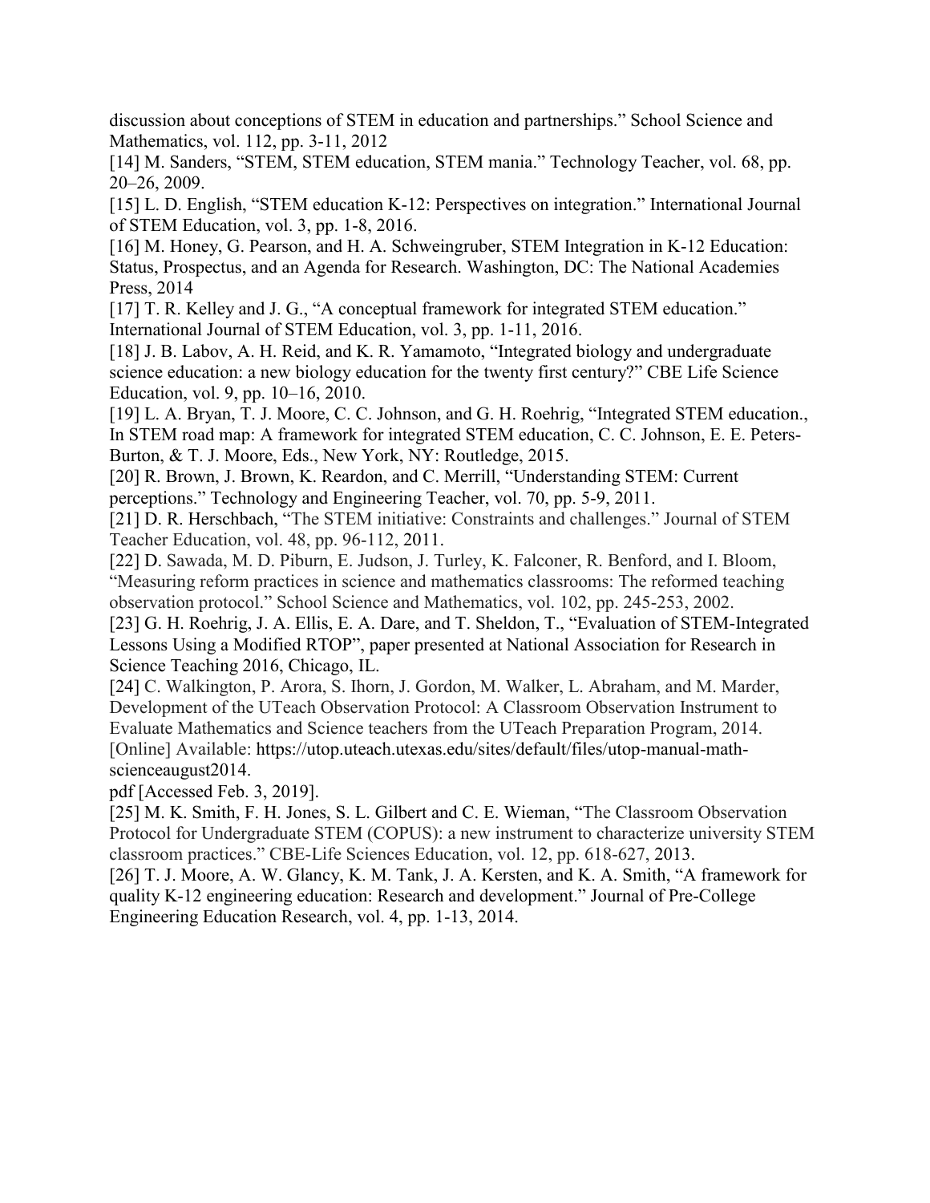discussion about conceptions of STEM in education and partnerships." School Science and Mathematics, vol. 112, pp. 3-11, 2012

[14] M. Sanders, "STEM, STEM education, STEM mania." Technology Teacher, vol. 68, pp. 20–26, 2009.

[15] L. D. English, "STEM education K-12: Perspectives on integration." International Journal of STEM Education, vol. 3, pp. 1-8, 2016.

[16] M. Honey, G. Pearson, and H. A. Schweingruber, STEM Integration in K-12 Education: Status, Prospectus, and an Agenda for Research. Washington, DC: The National Academies Press, 2014

[17] T. R. Kelley and J. G., "A conceptual framework for integrated STEM education." International Journal of STEM Education, vol. 3, pp. 1-11, 2016.

[18] J. B. Labov, A. H. Reid, and K. R. Yamamoto, "Integrated biology and undergraduate science education: a new biology education for the twenty first century?" CBE Life Science Education, vol. 9, pp. 10–16, 2010.

[19] L. A. Bryan, T. J. Moore, C. C. Johnson, and G. H. Roehrig, "Integrated STEM education., In STEM road map: A framework for integrated STEM education, C. C. Johnson, E. E. Peters-Burton, & T. J. Moore, Eds., New York, NY: Routledge, 2015.

[20] R. Brown, J. Brown, K. Reardon, and C. Merrill, "Understanding STEM: Current perceptions." Technology and Engineering Teacher, vol. 70, pp. 5-9, 2011.

[21] D. R. Herschbach, "The STEM initiative: Constraints and challenges." Journal of STEM Teacher Education, vol. 48, pp. 96-112, 2011.

[22] D. Sawada, M. D. Piburn, E. Judson, J. Turley, K. Falconer, R. Benford, and I. Bloom, "Measuring reform practices in science and mathematics classrooms: The reformed teaching observation protocol." School Science and Mathematics, vol. 102, pp. 245-253, 2002.

[23] G. H. Roehrig, J. A. Ellis, E. A. Dare, and T. Sheldon, T., "Evaluation of STEM-Integrated Lessons Using a Modified RTOP", paper presented at National Association for Research in Science Teaching 2016, Chicago, IL.

[24] C. Walkington, P. Arora, S. Ihorn, J. Gordon, M. Walker, L. Abraham, and M. Marder, Development of the UTeach Observation Protocol: A Classroom Observation Instrument to Evaluate Mathematics and Science teachers from the UTeach Preparation Program, 2014. [Online] Available: https://utop.uteach.utexas.edu/sites/default/files/utop-manual-math-scienceaugust2014.pdf [Accessed Feb. 3, 2019].

[25] M. K. Smith, F. H. Jones, S. L. Gilbert and C. E. Wieman, "The Classroom Observation Protocol for Undergraduate STEM (COPUS): a new instrument to characterize university STEM classroom practices." CBE-Life Sciences Education, vol. 12, pp. 618-627, 2013.

[26] T. J. Moore, A. W. Glancy, K. M. Tank, J. A. Kersten, and K. A. Smith, "A framework for quality K-12 engineering education: Research and development." Journal of Pre-College Engineering Education Research, vol. 4, pp. 1-13, 2014.